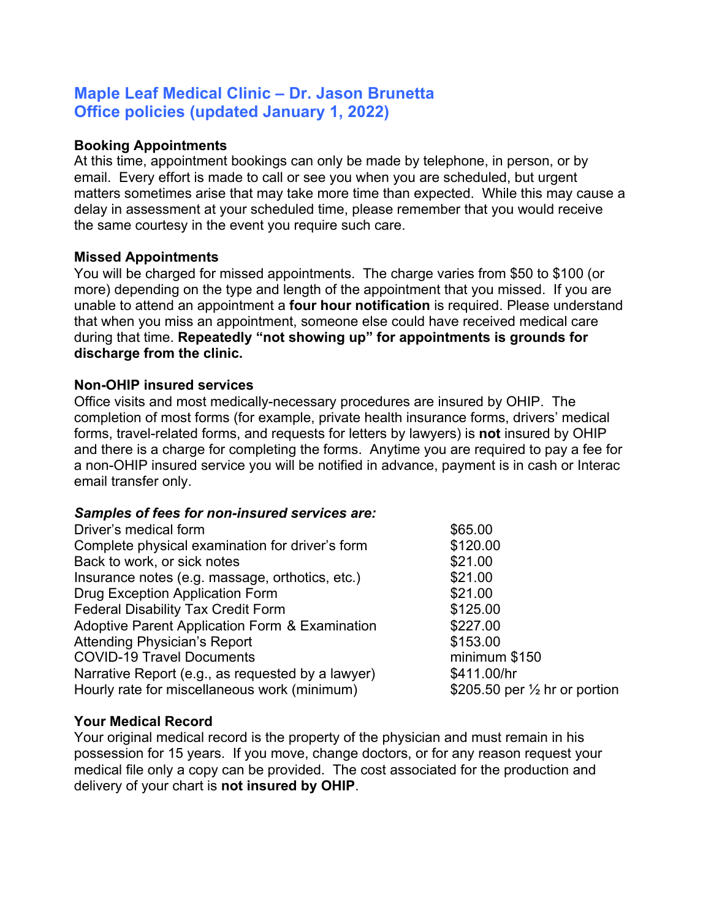# Maple Leaf Medical Clinic – Dr. Jason Brunetta
# Office policies (updated January 1, 2022)

**Booking Appointments**

At this time, appointment bookings can only be made by telephone, in person, or by email. Every effort is made to call or see you when you are scheduled, but urgent matters sometimes arise that may take more time than expected. While this may cause a delay in assessment at your scheduled time, please remember that you would receive the same courtesy in the event you require such care.

**Missed Appointments**

You will be charged for missed appointments. The charge varies from $50 to $100 (or more) depending on the type and length of the appointment that you missed. If you are unable to attend an appointment a **four hour notification** is required. Please understand that when you miss an appointment, someone else could have received medical care during that time. **Repeatedly "not showing up" for appointments is grounds for discharge from the clinic.**

**Non-OHIP insured services**

Office visits and most medically-necessary procedures are insured by OHIP. The completion of most forms (for example, private health insurance forms, drivers' medical forms, travel-related forms, and requests for letters by lawyers) is **not** insured by OHIP and there is a charge for completing the forms. Anytime you are required to pay a fee for a non-OHIP insured service you will be notified in advance, payment is in cash or Interac email transfer only.

***Samples of fees for non-insured services are:***

| | |
|---|---|
| Driver's medical form | $65.00 |
| Complete physical examination for driver's form | $120.00 |
| Back to work, or sick notes | $21.00 |
| Insurance notes (e.g. massage, orthotics, etc.) | $21.00 |
| Drug Exception Application Form | $21.00 |
| Federal Disability Tax Credit Form | $125.00 |
| Adoptive Parent Application Form & Examination | $227.00 |
| Attending Physician's Report | $153.00 |
| COVID-19 Travel Documents | minimum $150 |
| Narrative Report (e.g., as requested by a lawyer) | $411.00/hr |
| Hourly rate for miscellaneous work (minimum) | $205.50 per ½ hr or portion |

**Your Medical Record**

Your original medical record is the property of the physician and must remain in his possession for 15 years. If you move, change doctors, or for any reason request your medical file only a copy can be provided. The cost associated for the production and delivery of your chart is **not insured by OHIP**.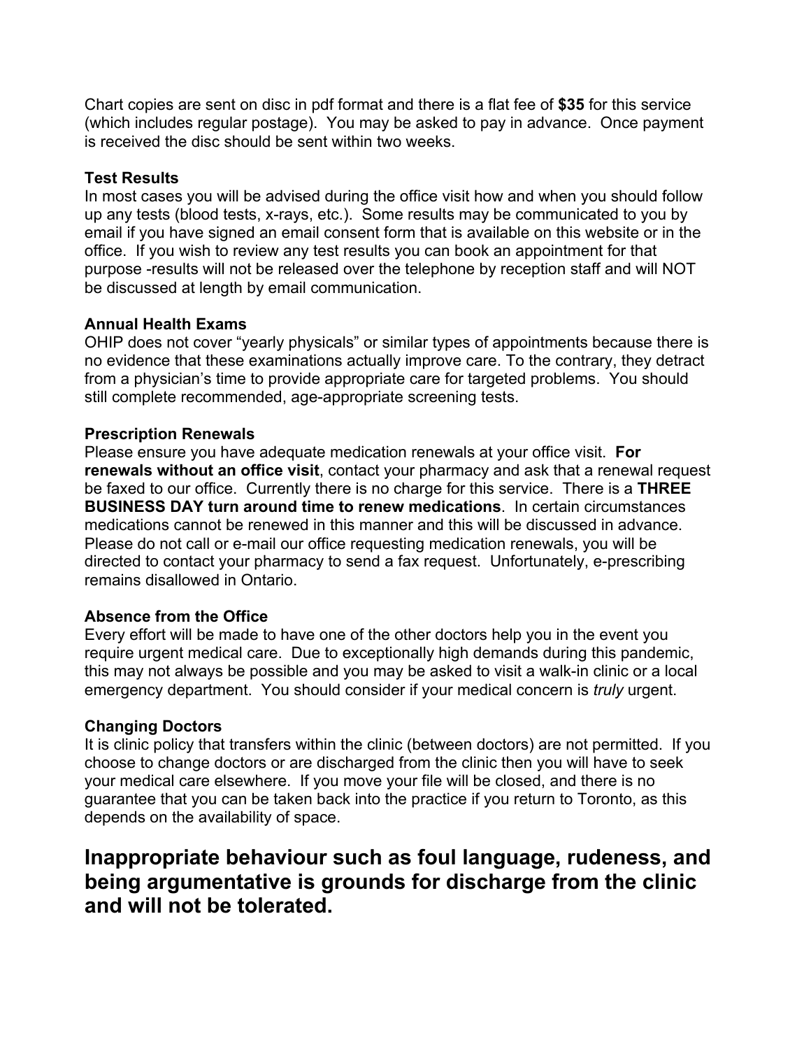Chart copies are sent on disc in pdf format and there is a flat fee of **$35** for this service (which includes regular postage). You may be asked to pay in advance. Once payment is received the disc should be sent within two weeks.

**Test Results**

In most cases you will be advised during the office visit how and when you should follow up any tests (blood tests, x-rays, etc.). Some results may be communicated to you by email if you have signed an email consent form that is available on this website or in the office. If you wish to review any test results you can book an appointment for that purpose -results will not be released over the telephone by reception staff and will NOT be discussed at length by email communication.

**Annual Health Exams**

OHIP does not cover "yearly physicals" or similar types of appointments because there is no evidence that these examinations actually improve care. To the contrary, they detract from a physician's time to provide appropriate care for targeted problems. You should still complete recommended, age-appropriate screening tests.

**Prescription Renewals**

Please ensure you have adequate medication renewals at your office visit. **For renewals without an office visit**, contact your pharmacy and ask that a renewal request be faxed to our office. Currently there is no charge for this service. There is a **THREE BUSINESS DAY turn around time to renew medications**. In certain circumstances medications cannot be renewed in this manner and this will be discussed in advance. Please do not call or e-mail our office requesting medication renewals, you will be directed to contact your pharmacy to send a fax request. Unfortunately, e-prescribing remains disallowed in Ontario.

**Absence from the Office**

Every effort will be made to have one of the other doctors help you in the event you require urgent medical care. Due to exceptionally high demands during this pandemic, this may not always be possible and you may be asked to visit a walk-in clinic or a local emergency department. You should consider if your medical concern is *truly* urgent.

**Changing Doctors**

It is clinic policy that transfers within the clinic (between doctors) are not permitted. If you choose to change doctors or are discharged from the clinic then you will have to seek your medical care elsewhere. If you move your file will be closed, and there is no guarantee that you can be taken back into the practice if you return to Toronto, as this depends on the availability of space.

## Inappropriate behaviour such as foul language, rudeness, and being argumentative is grounds for discharge from the clinic and will not be tolerated.